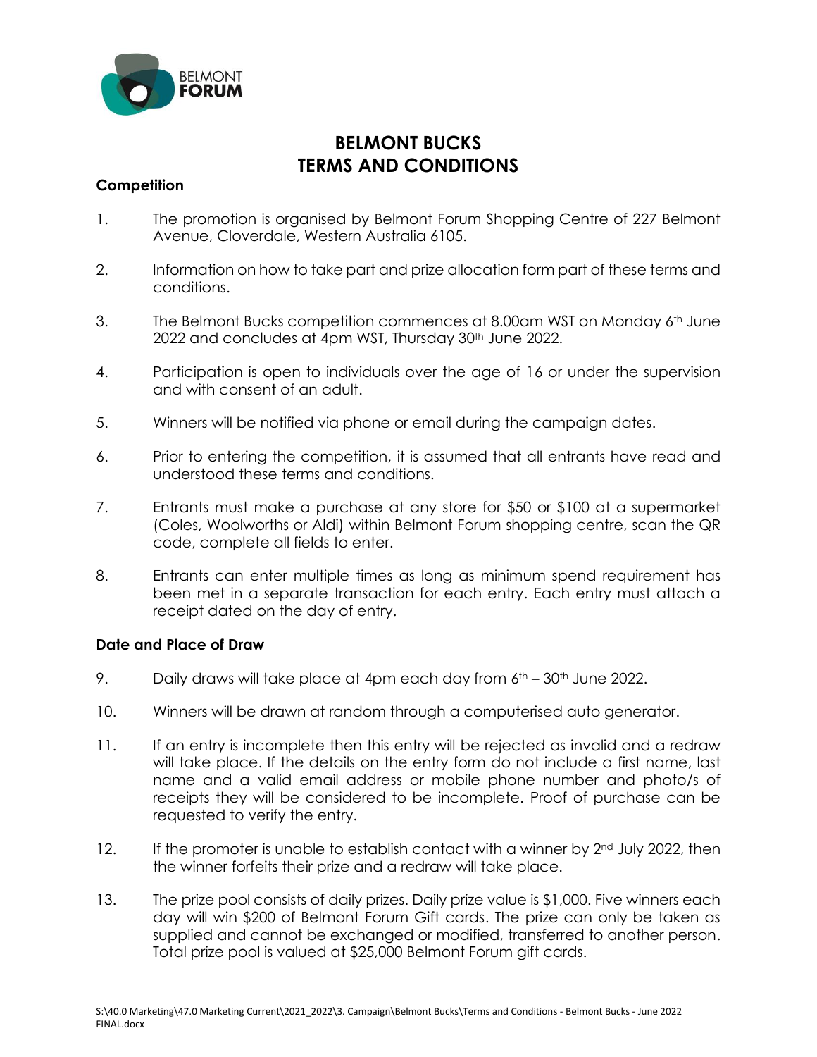BELMONT
FORUM

# BELMONT BUCKS
# TERMS AND CONDITIONS

### Competition

1. The promotion is organised by Belmont Forum Shopping Centre of 227 Belmont Avenue, Cloverdale, Western Australia 6105.

2. Information on how to take part and prize allocation form part of these terms and conditions.

3. The Belmont Bucks competition commences at 8.00am WST on Monday 6th June 2022 and concludes at 4pm WST, Thursday 30th June 2022.

4. Participation is open to individuals over the age of 16 or under the supervision and with consent of an adult.

5. Winners will be notified via phone or email during the campaign dates.

6. Prior to entering the competition, it is assumed that all entrants have read and understood these terms and conditions.

7. Entrants must make a purchase at any store for $50 or $100 at a supermarket (Coles, Woolworths or Aldi) within Belmont Forum shopping centre, scan the QR code, complete all fields to enter.

8. Entrants can enter multiple times as long as minimum spend requirement has been met in a separate transaction for each entry. Each entry must attach a receipt dated on the day of entry.

### Date and Place of Draw

9. Daily draws will take place at 4pm each day from 6th – 30th June 2022.

10. Winners will be drawn at random through a computerised auto generator.

11. If an entry is incomplete then this entry will be rejected as invalid and a redraw will take place. If the details on the entry form do not include a first name, last name and a valid email address or mobile phone number and photo/s of receipts they will be considered to be incomplete. Proof of purchase can be requested to verify the entry.

12. If the promoter is unable to establish contact with a winner by 2nd July 2022, then the winner forfeits their prize and a redraw will take place.

13. The prize pool consists of daily prizes. Daily prize value is $1,000. Five winners each day will win $200 of Belmont Forum Gift cards. The prize can only be taken as supplied and cannot be exchanged or modified, transferred to another person. Total prize pool is valued at $25,000 Belmont Forum gift cards.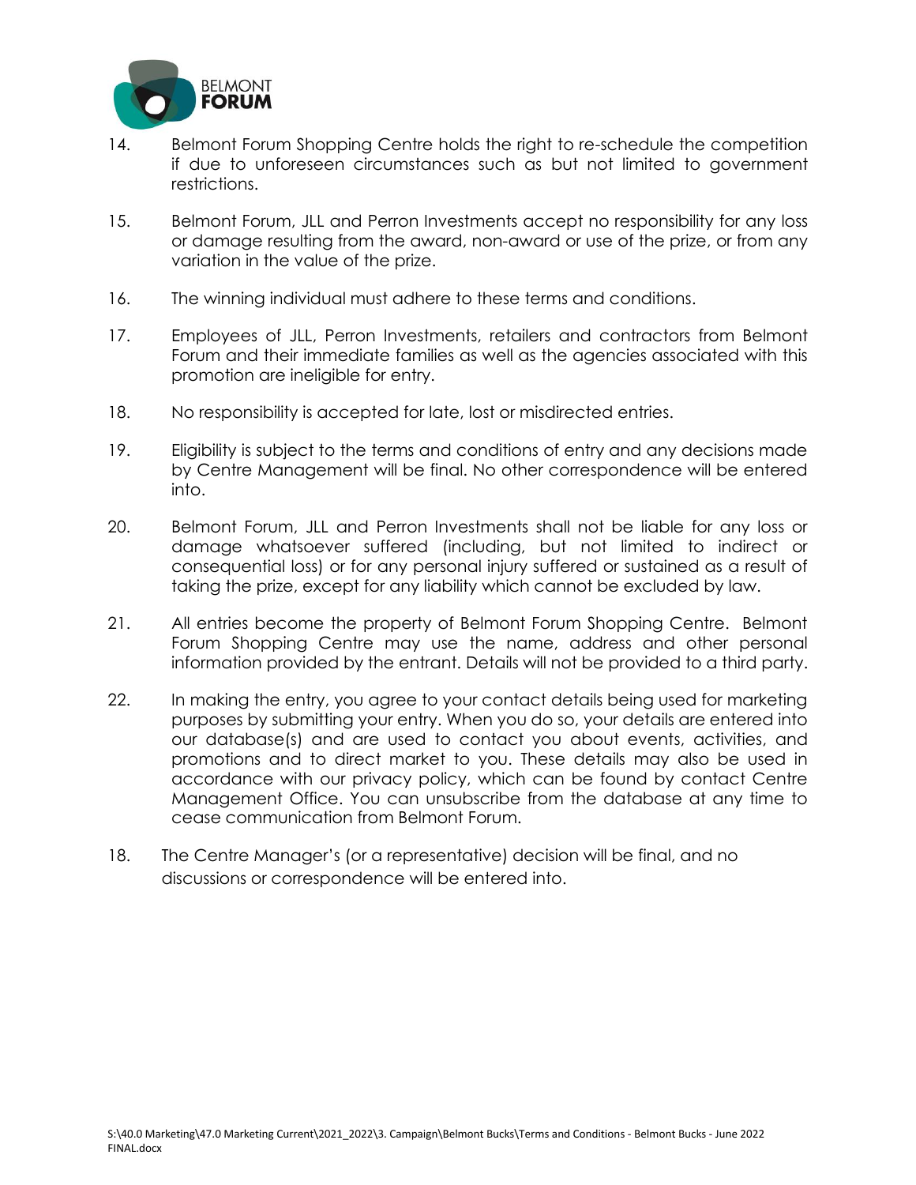14. Belmont Forum Shopping Centre holds the right to re-schedule the competition if due to unforeseen circumstances such as but not limited to government restrictions.

15. Belmont Forum, JLL and Perron Investments accept no responsibility for any loss or damage resulting from the award, non-award or use of the prize, or from any variation in the value of the prize.

16. The winning individual must adhere to these terms and conditions.

17. Employees of JLL, Perron Investments, retailers and contractors from Belmont Forum and their immediate families as well as the agencies associated with this promotion are ineligible for entry.

18. No responsibility is accepted for late, lost or misdirected entries.

19. Eligibility is subject to the terms and conditions of entry and any decisions made by Centre Management will be final. No other correspondence will be entered into.

20. Belmont Forum, JLL and Perron Investments shall not be liable for any loss or damage whatsoever suffered (including, but not limited to indirect or consequential loss) or for any personal injury suffered or sustained as a result of taking the prize, except for any liability which cannot be excluded by law.

21. All entries become the property of Belmont Forum Shopping Centre. Belmont Forum Shopping Centre may use the name, address and other personal information provided by the entrant. Details will not be provided to a third party.

22. In making the entry, you agree to your contact details being used for marketing purposes by submitting your entry. When you do so, your details are entered into our database(s) and are used to contact you about events, activities, and promotions and to direct market to you. These details may also be used in accordance with our privacy policy, which can be found by contact Centre Management Office. You can unsubscribe from the database at any time to cease communication from Belmont Forum.

18. The Centre Manager's (or a representative) decision will be final, and no discussions or correspondence will be entered into.